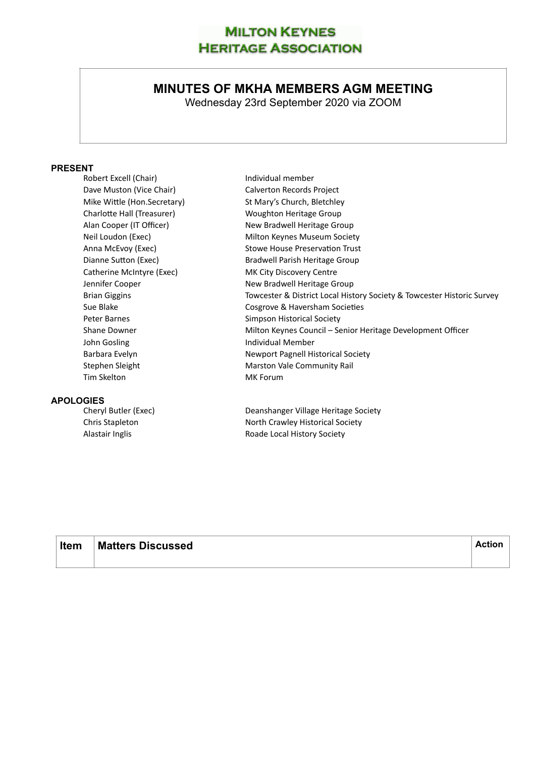# Milton Keynes Heritage Association

## MINUTES OF MKHA MEMBERS AGM MEETING

Wednesday 23rd September 2020 via ZOOM

### PRESENT

| | |
|---|---|
| Robert Excell (Chair) | Individual member |
| Dave Muston (Vice Chair) | Calverton Records Project |
| Mike Wittle (Hon.Secretary) | St Mary's Church, Bletchley |
| Charlotte Hall (Treasurer) | Woughton Heritage Group |
| Alan Cooper (IT Officer) | New Bradwell Heritage Group |
| Neil Loudon (Exec) | Milton Keynes Museum Society |
| Anna McEvoy (Exec) | Stowe House Preservation Trust |
| Dianne Sutton (Exec) | Bradwell Parish Heritage Group |
| Catherine McIntyre (Exec) | MK City Discovery Centre |
| Jennifer Cooper | New Bradwell Heritage Group |
| Brian Giggins | Towcester & District Local History Society & Towcester Historic Survey |
| Sue Blake | Cosgrove & Haversham Societies |
| Peter Barnes | Simpson Historical Society |
| Shane Downer | Milton Keynes Council – Senior Heritage Development Officer |
| John Gosling | Individual Member |
| Barbara Evelyn | Newport Pagnell Historical Society |
| Stephen Sleight | Marston Vale Community Rail |
| Tim Skelton | MK Forum |

### APOLOGIES

| | |
|---|---|
| Cheryl Butler (Exec) | Deanshanger Village Heritage Society |
| Chris Stapleton | North Crawley Historical Society |
| Alastair Inglis | Roade Local History Society |

| Item | Matters Discussed | Action |
|---|---|---|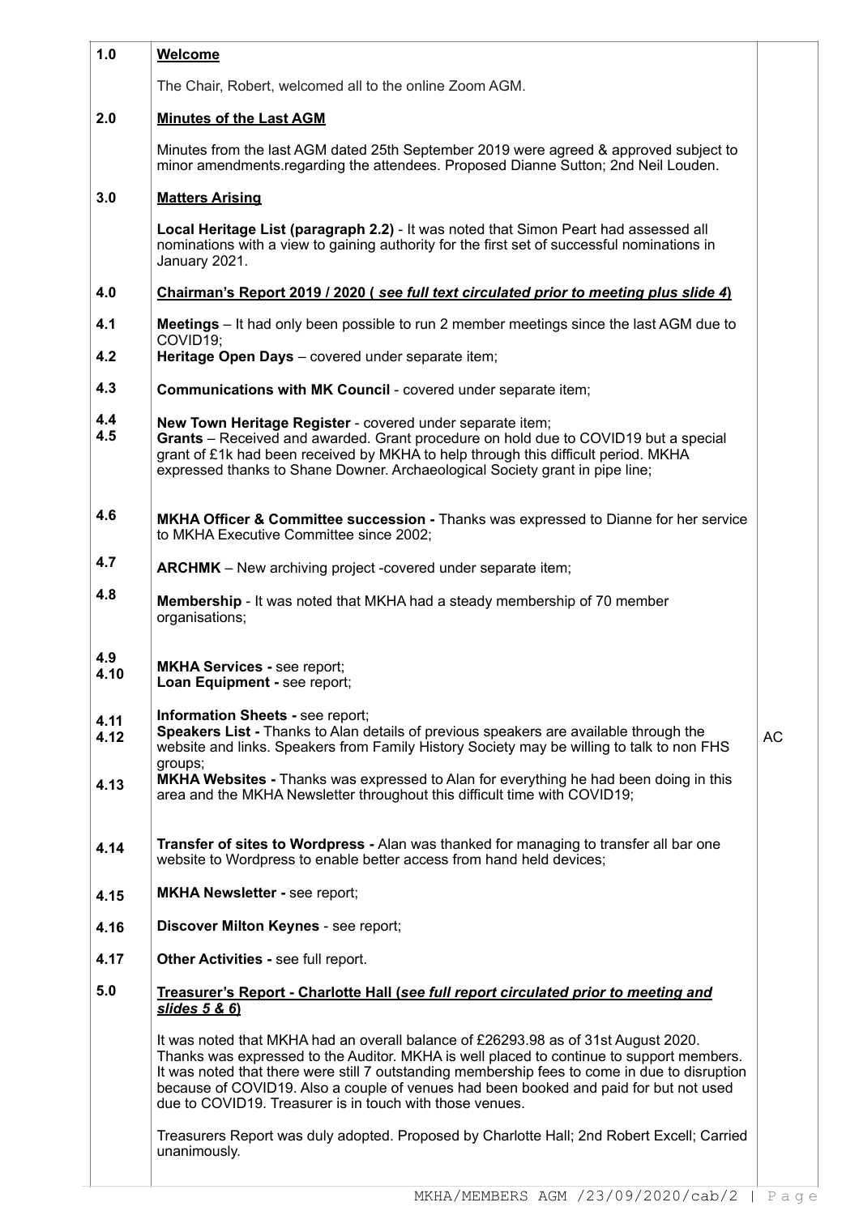| | | |
|---|---|---|
| 1.0 | **Welcome** | |
| | The Chair, Robert, welcomed all to the online Zoom AGM. | |
| 2.0 | **Minutes of the Last AGM** | |
| | Minutes from the last AGM dated 25th September 2019 were agreed & approved subject to minor amendments.regarding the attendees. Proposed Dianne Sutton; 2nd Neil Louden. | |
| 3.0 | **Matters Arising** | |
| | **Local Heritage List (paragraph 2.2)** - It was noted that Simon Peart had assessed all nominations with a view to gaining authority for the first set of successful nominations in January 2021. | |
| 4.0 | **Chairman's Report 2019 / 2020 ( *see full text circulated prior to meeting plus slide 4*)** | |
| 4.1 | **Meetings** – It had only been possible to run 2 member meetings since the last AGM due to COVID19; | |
| 4.2 | **Heritage Open Days** – covered under separate item; | |
| 4.3 | **Communications with MK Council** - covered under separate item; | |
| 4.4 | **New Town Heritage Register** - covered under separate item; | |
| 4.5 | **Grants** – Received and awarded. Grant procedure on hold due to COVID19 but a special grant of £1k had been received by MKHA to help through this difficult period. MKHA expressed thanks to Shane Downer. Archaeological Society grant in pipe line; | |
| 4.6 | **MKHA Officer & Committee succession -** Thanks was expressed to Dianne for her service to MKHA Executive Committee since 2002; | |
| 4.7 | **ARCHMK** – New archiving project -covered under separate item; | |
| 4.8 | **Membership** - It was noted that MKHA had a steady membership of 70 member organisations; | |
| 4.9 | **MKHA Services -** see report; | |
| 4.10 | **Loan Equipment -** see report; | |
| 4.11 | **Information Sheets -** see report; | |
| 4.12 | **Speakers List -** Thanks to Alan details of previous speakers are available through the website and links. Speakers from Family History Society may be willing to talk to non FHS groups; | AC |
| 4.13 | **MKHA Websites -** Thanks was expressed to Alan for everything he had been doing in this area and the MKHA Newsletter throughout this difficult time with COVID19; | |
| 4.14 | **Transfer of sites to Wordpress -** Alan was thanked for managing to transfer all bar one website to Wordpress to enable better access from hand held devices; | |
| 4.15 | **MKHA Newsletter -** see report; | |
| 4.16 | **Discover Milton Keynes** - see report; | |
| 4.17 | **Other Activities -** see full report. | |
| 5.0 | **Treasurer's Report - Charlotte Hall (*see full report circulated prior to meeting and slides 5 & 6*)** | |
| | It was noted that MKHA had an overall balance of £26293.98 as of 31st August 2020. Thanks was expressed to the Auditor. MKHA is well placed to continue to support members. It was noted that there were still 7 outstanding membership fees to come in due to disruption because of COVID19. Also a couple of venues had been booked and paid for but not used due to COVID19. Treasurer is in touch with those venues. | |
| | Treasurers Report was duly adopted. Proposed by Charlotte Hall; 2nd Robert Excell; Carried unanimously. | |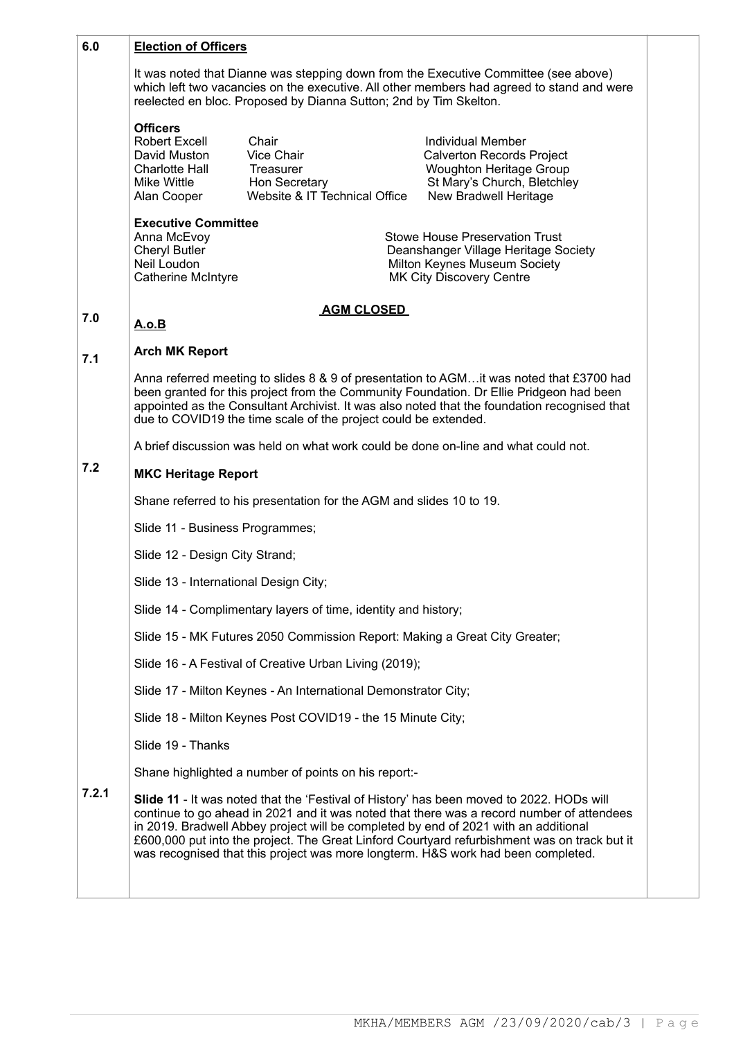**6.0 Election of Officers**

It was noted that Dianne was stepping down from the Executive Committee (see above) which left two vacancies on the executive. All other members had agreed to stand and were reelected en bloc. Proposed by Dianna Sutton; 2nd by Tim Skelton.

**Officers**

| Name | Role | Organisation |
|---|---|---|
| Robert Excell | Chair | Individual Member |
| David Muston | Vice Chair | Calverton Records Project |
| Charlotte Hall | Treasurer | Woughton Heritage Group |
| Mike Wittle | Hon Secretary | St Mary's Church, Bletchley |
| Alan Cooper | Website & IT Technical Office | New Bradwell Heritage |

**Executive Committee**

| Name | Organisation |
|---|---|
| Anna McEvoy | Stowe House Preservation Trust |
| Cheryl Butler | Deanshanger Village Heritage Society |
| Neil Loudon | Milton Keynes Museum Society |
| Catherine McIntyre | MK City Discovery Centre |

**AGM CLOSED**

**7.0 A.o.B**

**7.1 Arch MK Report**

Anna referred meeting to slides 8 & 9 of presentation to AGM…it was noted that £3700 had been granted for this project from the Community Foundation. Dr Ellie Pridgeon had been appointed as the Consultant Archivist. It was also noted that the foundation recognised that due to COVID19 the time scale of the project could be extended.

A brief discussion was held on what work could be done on-line and what could not.

**7.2 MKC Heritage Report**

Shane referred to his presentation for the AGM and slides 10 to 19.

Slide 11 - Business Programmes;

Slide 12 - Design City Strand;

Slide 13 - International Design City;

Slide 14 - Complimentary layers of time, identity and history;

Slide 15 - MK Futures 2050 Commission Report: Making a Great City Greater;

Slide 16 - A Festival of Creative Urban Living (2019);

Slide 17 - Milton Keynes - An International Demonstrator City;

Slide 18 - Milton Keynes Post COVID19 - the 15 Minute City;

Slide 19 - Thanks

Shane highlighted a number of points on his report:-

**7.2.1** **Slide 11** - It was noted that the 'Festival of History' has been moved to 2022. HODs will continue to go ahead in 2021 and it was noted that there was a record number of attendees in 2019. Bradwell Abbey project will be completed by end of 2021 with an additional £600,000 put into the project. The Great Linford Courtyard refurbishment was on track but it was recognised that this project was more longterm. H&S work had been completed.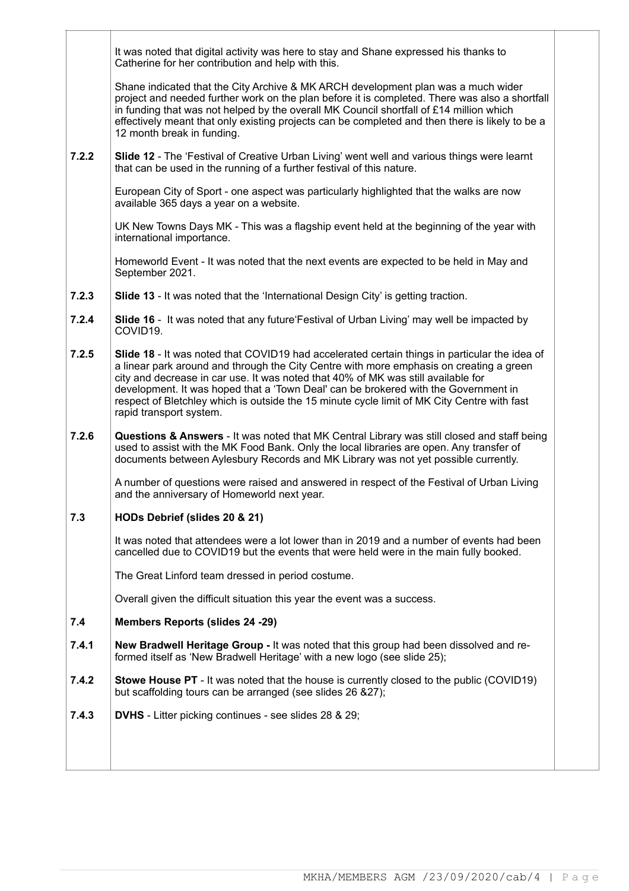| | | |
|---|---|---|
| | It was noted that digital activity was here to stay and Shane expressed his thanks to Catherine for her contribution and help with this.<br><br>Shane indicated that the City Archive & MK ARCH development plan was a much wider project and needed further work on the plan before it is completed. There was also a shortfall in funding that was not helped by the overall MK Council shortfall of £14 million which effectively meant that only existing projects can be completed and then there is likely to be a 12 month break in funding. | |
| 7.2.2 | **Slide 12** - The 'Festival of Creative Urban Living' went well and various things were learnt that can be used in the running of a further festival of this nature.<br><br>European City of Sport - one aspect was particularly highlighted that the walks are now available 365 days a year on a website.<br><br>UK New Towns Days MK - This was a flagship event held at the beginning of the year with international importance.<br><br>Homeworld Event - It was noted that the next events are expected to be held in May and September 2021. | |
| 7.2.3 | **Slide 13** - It was noted that the 'International Design City' is getting traction. | |
| 7.2.4 | **Slide 16** - It was noted that any future'Festival of Urban Living' may well be impacted by COVID19. | |
| 7.2.5 | **Slide 18** - It was noted that COVID19 had accelerated certain things in particular the idea of a linear park around and through the City Centre with more emphasis on creating a green city and decrease in car use. It was noted that 40% of MK was still available for development. It was hoped that a 'Town Deal' can be brokered with the Government in respect of Bletchley which is outside the 15 minute cycle limit of MK City Centre with fast rapid transport system. | |
| 7.2.6 | **Questions & Answers** - It was noted that MK Central Library was still closed and staff being used to assist with the MK Food Bank. Only the local libraries are open. Any transfer of documents between Aylesbury Records and MK Library was not yet possible currently.<br><br>A number of questions were raised and answered in respect of the Festival of Urban Living and the anniversary of Homeworld next year. | |
| **7.3** | **HODs Debrief (slides 20 & 21)**<br><br>It was noted that attendees were a lot lower than in 2019 and a number of events had been cancelled due to COVID19 but the events that were held were in the main fully booked.<br><br>The Great Linford team dressed in period costume.<br><br>Overall given the difficult situation this year the event was a success. | |
| **7.4** | **Members Reports (slides 24 -29)** | |
| 7.4.1 | **New Bradwell Heritage Group -** It was noted that this group had been dissolved and re-formed itself as 'New Bradwell Heritage' with a new logo (see slide 25); | |
| 7.4.2 | **Stowe House PT** - It was noted that the house is currently closed to the public (COVID19) but scaffolding tours can be arranged (see slides 26 &27); | |
| 7.4.3 | **DVHS** - Litter picking continues - see slides 28 & 29; | |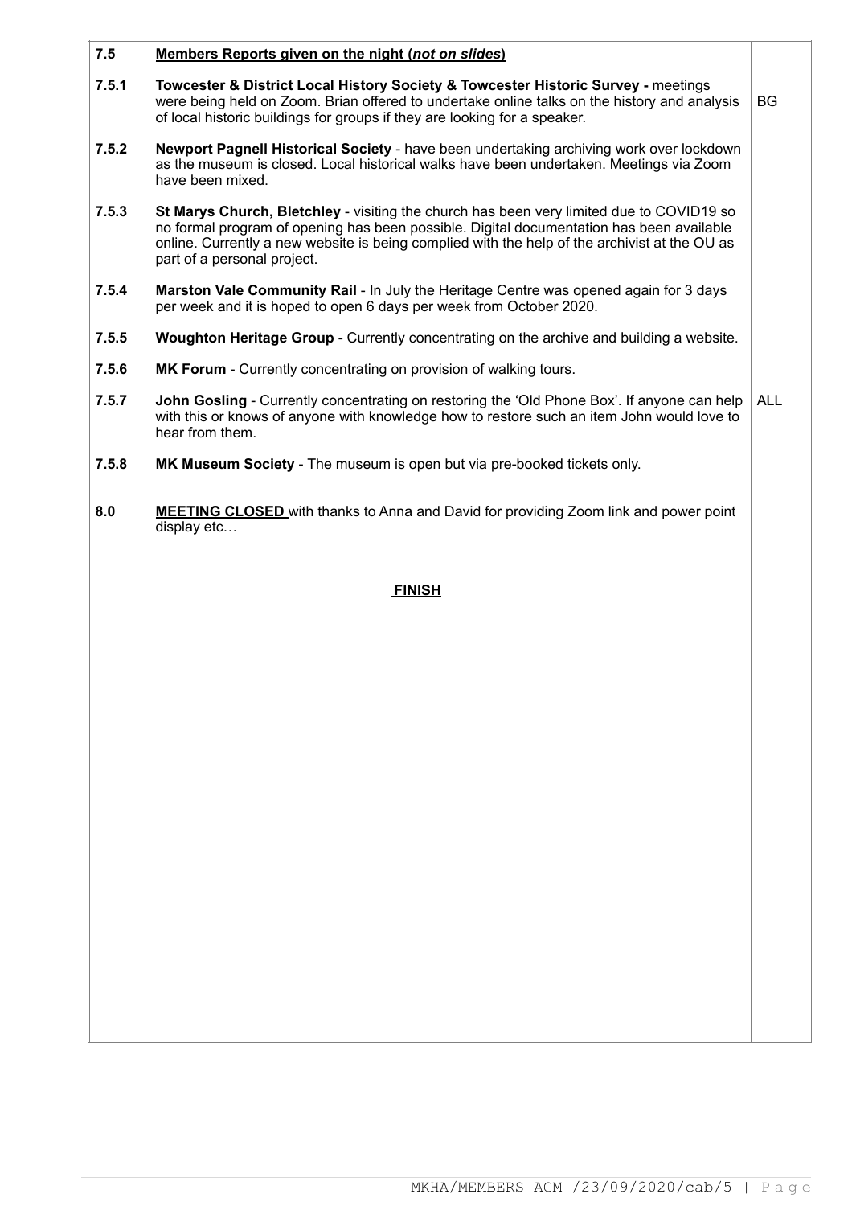| | | |
|---|---|---|
| **7.5** | **<u>Members Reports given on the night (*not on slides*)</u>** | |
| **7.5.1** | **Towcester & District Local History Society & Towcester Historic Survey -** meetings were being held on Zoom. Brian offered to undertake online talks on the history and analysis of local historic buildings for groups if they are looking for a speaker. | BG |
| **7.5.2** | **Newport Pagnell Historical Society** - have been undertaking archiving work over lockdown as the museum is closed. Local historical walks have been undertaken. Meetings via Zoom have been mixed. | |
| **7.5.3** | **St Marys Church, Bletchley** - visiting the church has been very limited due to COVID19 so no formal program of opening has been possible. Digital documentation has been available online. Currently a new website is being complied with the help of the archivist at the OU as part of a personal project. | |
| **7.5.4** | **Marston Vale Community Rail** - In July the Heritage Centre was opened again for 3 days per week and it is hoped to open 6 days per week from October 2020. | |
| **7.5.5** | **Woughton Heritage Group** - Currently concentrating on the archive and building a website. | |
| **7.5.6** | **MK Forum** - Currently concentrating on provision of walking tours. | |
| **7.5.7** | **John Gosling** - Currently concentrating on restoring the 'Old Phone Box'. If anyone can help with this or knows of anyone with knowledge how to restore such an item John would love to hear from them. | ALL |
| **7.5.8** | **MK Museum Society** - The museum is open but via pre-booked tickets only. | |
| **8.0** | **<u>MEETING CLOSED</u>** with thanks to Anna and David for providing Zoom link and power point display etc… | |
| | **<u>FINISH</u>** | |